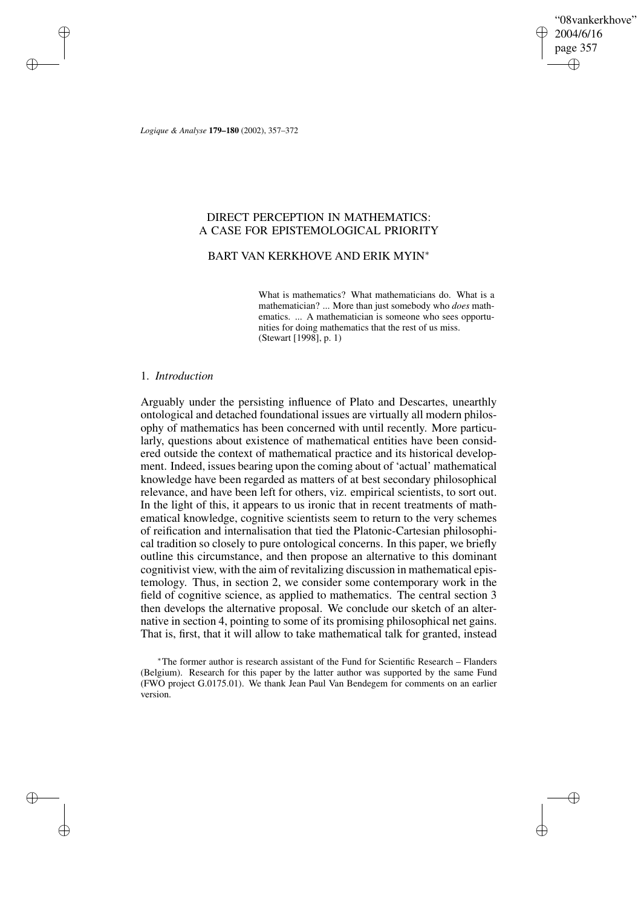# DIRECT PERCEPTION IN MATHEMATICS: A CASE FOR EPISTEMOLOGICAL PRIORITY

## BART VAN KERKHOVE AND ERIK MYIN*

> What is mathematics? What mathematicians do. What is a mathematician? ... More than just somebody who *does* mathematics. ... A mathematician is someone who sees opportunities for doing mathematics that the rest of us miss. (Stewart [1998], p. 1)

### 1. *Introduction*

Arguably under the persisting influence of Plato and Descartes, unearthly ontological and detached foundational issues are virtually all modern philosophy of mathematics has been concerned with until recently. More particularly, questions about existence of mathematical entities have been considered outside the context of mathematical practice and its historical development. Indeed, issues bearing upon the coming about of 'actual' mathematical knowledge have been regarded as matters of at best secondary philosophical relevance, and have been left for others, viz. empirical scientists, to sort out. In the light of this, it appears to us ironic that in recent treatments of mathematical knowledge, cognitive scientists seem to return to the very schemes of reification and internalisation that tied the Platonic-Cartesian philosophical tradition so closely to pure ontological concerns. In this paper, we briefly outline this circumstance, and then propose an alternative to this dominant cognitivist view, with the aim of revitalizing discussion in mathematical epistemology. Thus, in section 2, we consider some contemporary work in the field of cognitive science, as applied to mathematics. The central section 3 then develops the alternative proposal. We conclude our sketch of an alternative in section 4, pointing to some of its promising philosophical net gains. That is, first, that it will allow to take mathematical talk for granted, instead

*The former author is research assistant of the Fund for Scientific Research – Flanders (Belgium). Research for this paper by the latter author was supported by the same Fund (FWO project G.0175.01). We thank Jean Paul Van Bendegem for comments on an earlier version.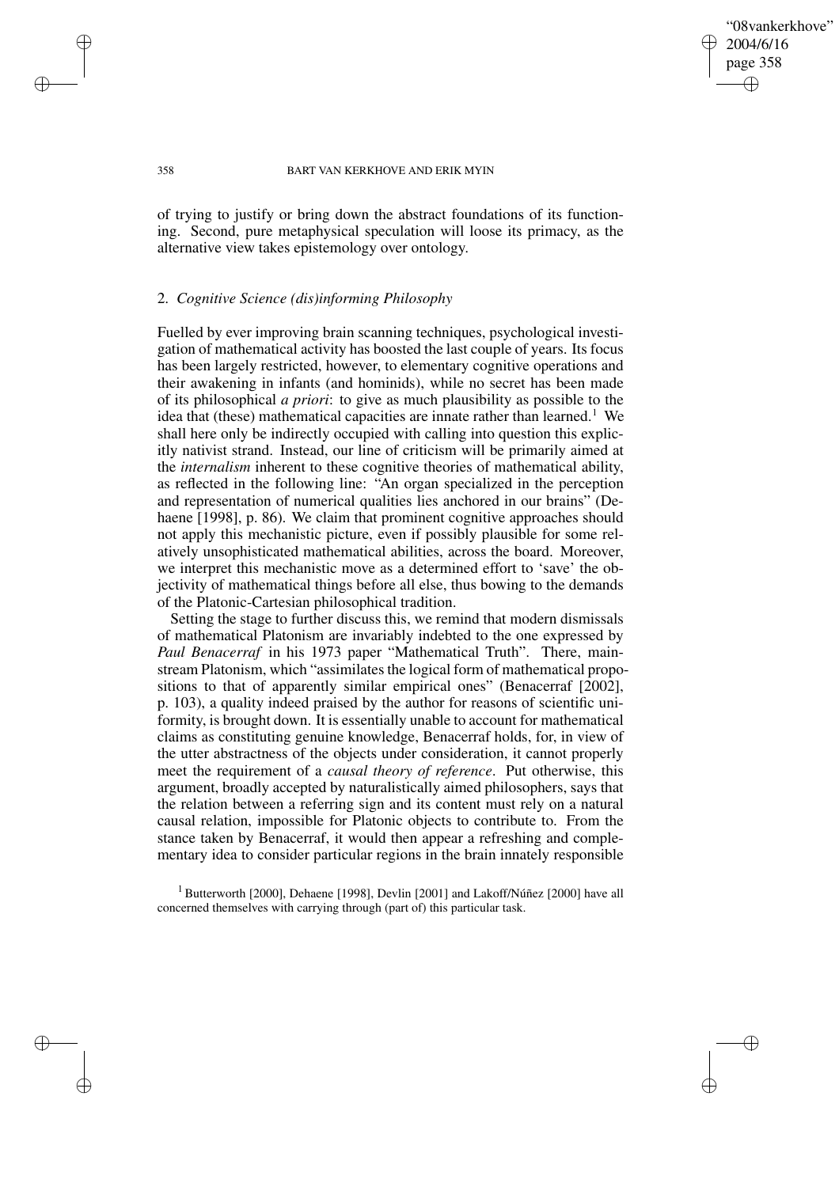of trying to justify or bring down the abstract foundations of its functioning. Second, pure metaphysical speculation will loose its primacy, as the alternative view takes epistemology over ontology.

## 2. *Cognitive Science (dis)informing Philosophy*

Fuelled by ever improving brain scanning techniques, psychological investigation of mathematical activity has boosted the last couple of years. Its focus has been largely restricted, however, to elementary cognitive operations and their awakening in infants (and hominids), while no secret has been made of its philosophical *a priori*: to give as much plausibility as possible to the idea that (these) mathematical capacities are innate rather than learned.[1] We shall here only be indirectly occupied with calling into question this explicitly nativist strand. Instead, our line of criticism will be primarily aimed at the *internalism* inherent to these cognitive theories of mathematical ability, as reflected in the following line: "An organ specialized in the perception and representation of numerical qualities lies anchored in our brains" (Dehaene [1998], p. 86). We claim that prominent cognitive approaches should not apply this mechanistic picture, even if possibly plausible for some relatively unsophisticated mathematical abilities, across the board. Moreover, we interpret this mechanistic move as a determined effort to 'save' the objectivity of mathematical things before all else, thus bowing to the demands of the Platonic-Cartesian philosophical tradition.

Setting the stage to further discuss this, we remind that modern dismissals of mathematical Platonism are invariably indebted to the one expressed by *Paul Benacerraf* in his 1973 paper "Mathematical Truth". There, mainstream Platonism, which "assimilates the logical form of mathematical propositions to that of apparently similar empirical ones" (Benacerraf [2002], p. 103), a quality indeed praised by the author for reasons of scientific uniformity, is brought down. It is essentially unable to account for mathematical claims as constituting genuine knowledge, Benacerraf holds, for, in view of the utter abstractness of the objects under consideration, it cannot properly meet the requirement of a *causal theory of reference*. Put otherwise, this argument, broadly accepted by naturalistically aimed philosophers, says that the relation between a referring sign and its content must rely on a natural causal relation, impossible for Platonic objects to contribute to. From the stance taken by Benacerraf, it would then appear a refreshing and complementary idea to consider particular regions in the brain innately responsible

[1] Butterworth [2000], Dehaene [1998], Devlin [2001] and Lakoff/Núñez [2000] have all concerned themselves with carrying through (part of) this particular task.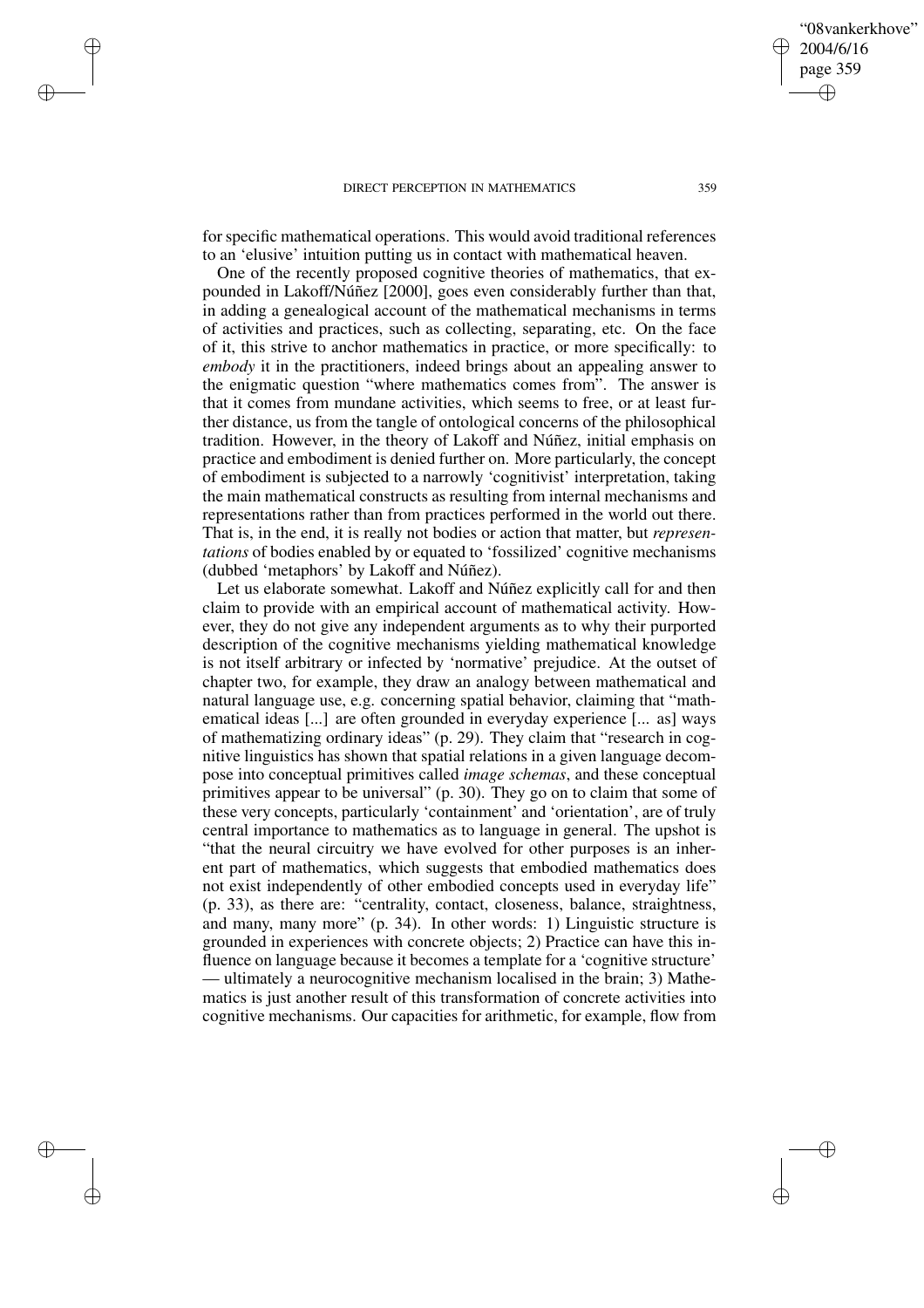for specific mathematical operations. This would avoid traditional references to an 'elusive' intuition putting us in contact with mathematical heaven.

One of the recently proposed cognitive theories of mathematics, that expounded in Lakoff/Núñez [2000], goes even considerably further than that, in adding a genealogical account of the mathematical mechanisms in terms of activities and practices, such as collecting, separating, etc. On the face of it, this strive to anchor mathematics in practice, or more specifically: to *embody* it in the practitioners, indeed brings about an appealing answer to the enigmatic question "where mathematics comes from". The answer is that it comes from mundane activities, which seems to free, or at least further distance, us from the tangle of ontological concerns of the philosophical tradition. However, in the theory of Lakoff and Núñez, initial emphasis on practice and embodiment is denied further on. More particularly, the concept of embodiment is subjected to a narrowly 'cognitivist' interpretation, taking the main mathematical constructs as resulting from internal mechanisms and representations rather than from practices performed in the world out there. That is, in the end, it is really not bodies or action that matter, but *representations* of bodies enabled by or equated to 'fossilized' cognitive mechanisms (dubbed 'metaphors' by Lakoff and Núñez).

Let us elaborate somewhat. Lakoff and Núñez explicitly call for and then claim to provide with an empirical account of mathematical activity. However, they do not give any independent arguments as to why their purported description of the cognitive mechanisms yielding mathematical knowledge is not itself arbitrary or infected by 'normative' prejudice. At the outset of chapter two, for example, they draw an analogy between mathematical and natural language use, e.g. concerning spatial behavior, claiming that "mathematical ideas [...] are often grounded in everyday experience [... as] ways of mathematizing ordinary ideas" (p. 29). They claim that "research in cognitive linguistics has shown that spatial relations in a given language decompose into conceptual primitives called *image schemas*, and these conceptual primitives appear to be universal" (p. 30). They go on to claim that some of these very concepts, particularly 'containment' and 'orientation', are of truly central importance to mathematics as to language in general. The upshot is "that the neural circuitry we have evolved for other purposes is an inherent part of mathematics, which suggests that embodied mathematics does not exist independently of other embodied concepts used in everyday life" (p. 33), as there are: "centrality, contact, closeness, balance, straightness, and many, many more" (p. 34). In other words: 1) Linguistic structure is grounded in experiences with concrete objects; 2) Practice can have this influence on language because it becomes a template for a 'cognitive structure' — ultimately a neurocognitive mechanism localised in the brain; 3) Mathematics is just another result of this transformation of concrete activities into cognitive mechanisms. Our capacities for arithmetic, for example, flow from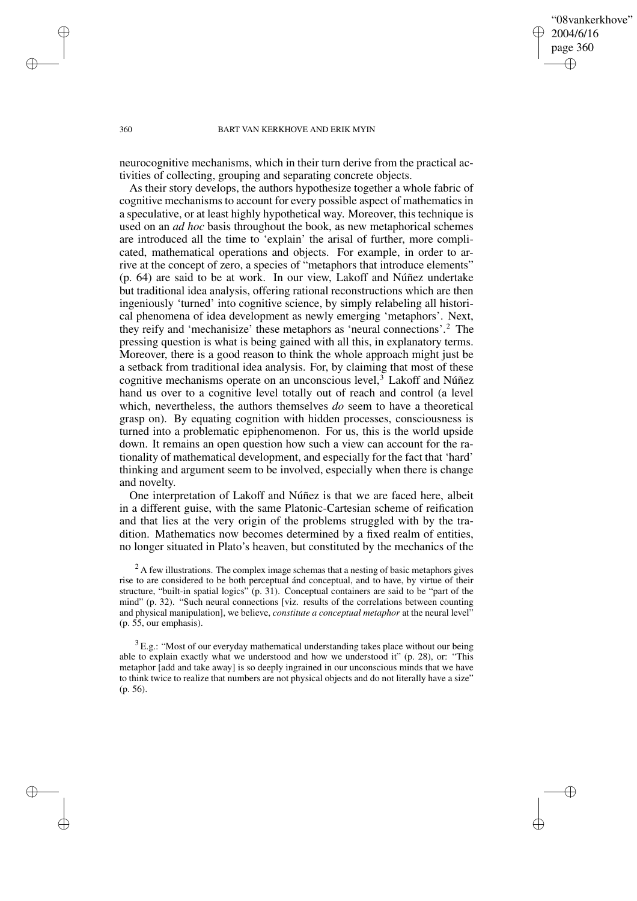neurocognitive mechanisms, which in their turn derive from the practical activities of collecting, grouping and separating concrete objects.

As their story develops, the authors hypothesize together a whole fabric of cognitive mechanisms to account for every possible aspect of mathematics in a speculative, or at least highly hypothetical way. Moreover, this technique is used on an *ad hoc* basis throughout the book, as new metaphorical schemes are introduced all the time to 'explain' the arisal of further, more complicated, mathematical operations and objects. For example, in order to arrive at the concept of zero, a species of "metaphors that introduce elements" (p. 64) are said to be at work. In our view, Lakoff and Núñez undertake but traditional idea analysis, offering rational reconstructions which are then ingeniously 'turned' into cognitive science, by simply relabeling all historical phenomena of idea development as newly emerging 'metaphors'. Next, they reify and 'mechanisize' these metaphors as 'neural connections'.[2] The pressing question is what is being gained with all this, in explanatory terms. Moreover, there is a good reason to think the whole approach might just be a setback from traditional idea analysis. For, by claiming that most of these cognitive mechanisms operate on an unconscious level,[3] Lakoff and Núñez hand us over to a cognitive level totally out of reach and control (a level which, nevertheless, the authors themselves *do* seem to have a theoretical grasp on). By equating cognition with hidden processes, consciousness is turned into a problematic epiphenomenon. For us, this is the world upside down. It remains an open question how such a view can account for the rationality of mathematical development, and especially for the fact that 'hard' thinking and argument seem to be involved, especially when there is change and novelty.

One interpretation of Lakoff and Núñez is that we are faced here, albeit in a different guise, with the same Platonic-Cartesian scheme of reification and that lies at the very origin of the problems struggled with by the tradition. Mathematics now becomes determined by a fixed realm of entities, no longer situated in Plato's heaven, but constituted by the mechanics of the

[2] A few illustrations. The complex image schemas that a nesting of basic metaphors gives rise to are considered to be both perceptual ánd conceptual, and to have, by virtue of their structure, "built-in spatial logics" (p. 31). Conceptual containers are said to be "part of the mind" (p. 32). "Such neural connections [viz. results of the correlations between counting and physical manipulation], we believe, *constitute a conceptual metaphor* at the neural level" (p. 55, our emphasis).

[3] E.g.: "Most of our everyday mathematical understanding takes place without our being able to explain exactly what we understood and how we understood it" (p. 28), or: "This metaphor [add and take away] is so deeply ingrained in our unconscious minds that we have to think twice to realize that numbers are not physical objects and do not literally have a size" (p. 56).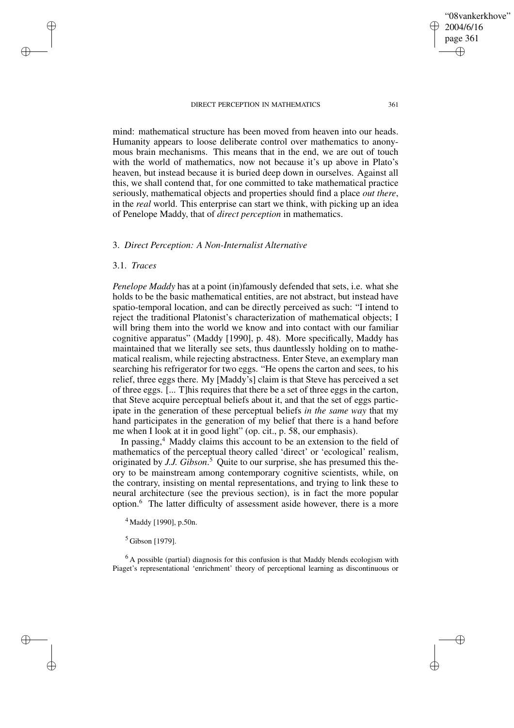mind: mathematical structure has been moved from heaven into our heads. Humanity appears to loose deliberate control over mathematics to anonymous brain mechanisms. This means that in the end, we are out of touch with the world of mathematics, now not because it's up above in Plato's heaven, but instead because it is buried deep down in ourselves. Against all this, we shall contend that, for one committed to take mathematical practice seriously, mathematical objects and properties should find a place *out there*, in the *real* world. This enterprise can start we think, with picking up an idea of Penelope Maddy, that of *direct perception* in mathematics.

## 3. *Direct Perception: A Non-Internalist Alternative*

### 3.1. *Traces*

*Penelope Maddy* has at a point (in)famously defended that sets, i.e. what she holds to be the basic mathematical entities, are not abstract, but instead have spatio-temporal location, and can be directly perceived as such: "I intend to reject the traditional Platonist's characterization of mathematical objects; I will bring them into the world we know and into contact with our familiar cognitive apparatus" (Maddy [1990], p. 48). More specifically, Maddy has maintained that we literally see sets, thus dauntlessly holding on to mathematical realism, while rejecting abstractness. Enter Steve, an exemplary man searching his refrigerator for two eggs. "He opens the carton and sees, to his relief, three eggs there. My [Maddy's] claim is that Steve has perceived a set of three eggs. [... T]his requires that there be a set of three eggs in the carton, that Steve acquire perceptual beliefs about it, and that the set of eggs participate in the generation of these perceptual beliefs *in the same way* that my hand participates in the generation of my belief that there is a hand before me when I look at it in good light" (op. cit., p. 58, our emphasis).

In passing,[4] Maddy claims this account to be an extension to the field of mathematics of the perceptual theory called 'direct' or 'ecological' realism, originated by *J.J. Gibson*.[5] Quite to our surprise, she has presumed this theory to be mainstream among contemporary cognitive scientists, while, on the contrary, insisting on mental representations, and trying to link these to neural architecture (see the previous section), is in fact the more popular option.[6] The latter difficulty of assessment aside however, there is a more

[4] Maddy [1990], p.50n.

[5] Gibson [1979].

[6] A possible (partial) diagnosis for this confusion is that Maddy blends ecologism with Piaget's representational 'enrichment' theory of perceptional learning as discontinuous or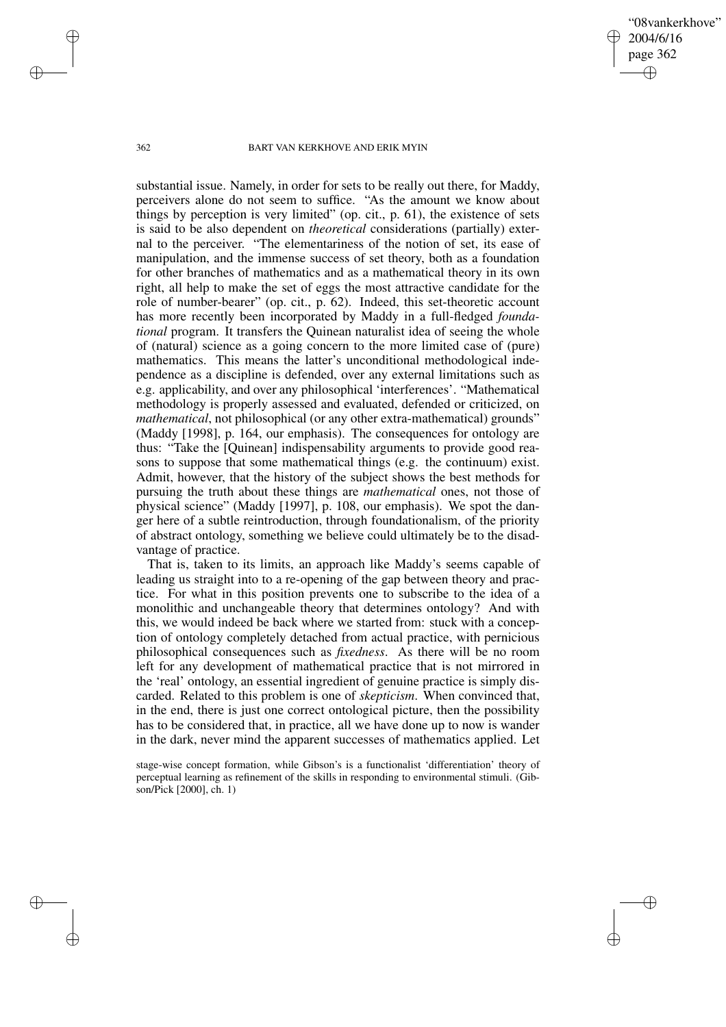substantial issue. Namely, in order for sets to be really out there, for Maddy, perceivers alone do not seem to suffice. "As the amount we know about things by perception is very limited" (op. cit., p. 61), the existence of sets is said to be also dependent on *theoretical* considerations (partially) external to the perceiver. "The elementariness of the notion of set, its ease of manipulation, and the immense success of set theory, both as a foundation for other branches of mathematics and as a mathematical theory in its own right, all help to make the set of eggs the most attractive candidate for the role of number-bearer" (op. cit., p. 62). Indeed, this set-theoretic account has more recently been incorporated by Maddy in a full-fledged *foundational* program. It transfers the Quinean naturalist idea of seeing the whole of (natural) science as a going concern to the more limited case of (pure) mathematics. This means the latter's unconditional methodological independence as a discipline is defended, over any external limitations such as e.g. applicability, and over any philosophical 'interferences'. "Mathematical methodology is properly assessed and evaluated, defended or criticized, on *mathematical*, not philosophical (or any other extra-mathematical) grounds" (Maddy [1998], p. 164, our emphasis). The consequences for ontology are thus: "Take the [Quinean] indispensability arguments to provide good reasons to suppose that some mathematical things (e.g. the continuum) exist. Admit, however, that the history of the subject shows the best methods for pursuing the truth about these things are *mathematical* ones, not those of physical science" (Maddy [1997], p. 108, our emphasis). We spot the danger here of a subtle reintroduction, through foundationalism, of the priority of abstract ontology, something we believe could ultimately be to the disadvantage of practice.

That is, taken to its limits, an approach like Maddy's seems capable of leading us straight into to a re-opening of the gap between theory and practice. For what in this position prevents one to subscribe to the idea of a monolithic and unchangeable theory that determines ontology? And with this, we would indeed be back where we started from: stuck with a conception of ontology completely detached from actual practice, with pernicious philosophical consequences such as *fixedness*. As there will be no room left for any development of mathematical practice that is not mirrored in the 'real' ontology, an essential ingredient of genuine practice is simply discarded. Related to this problem is one of *skepticism*. When convinced that, in the end, there is just one correct ontological picture, then the possibility has to be considered that, in practice, all we have done up to now is wander in the dark, never mind the apparent successes of mathematics applied. Let

stage-wise concept formation, while Gibson's is a functionalist 'differentiation' theory of perceptual learning as refinement of the skills in responding to environmental stimuli. (Gibson/Pick [2000], ch. 1)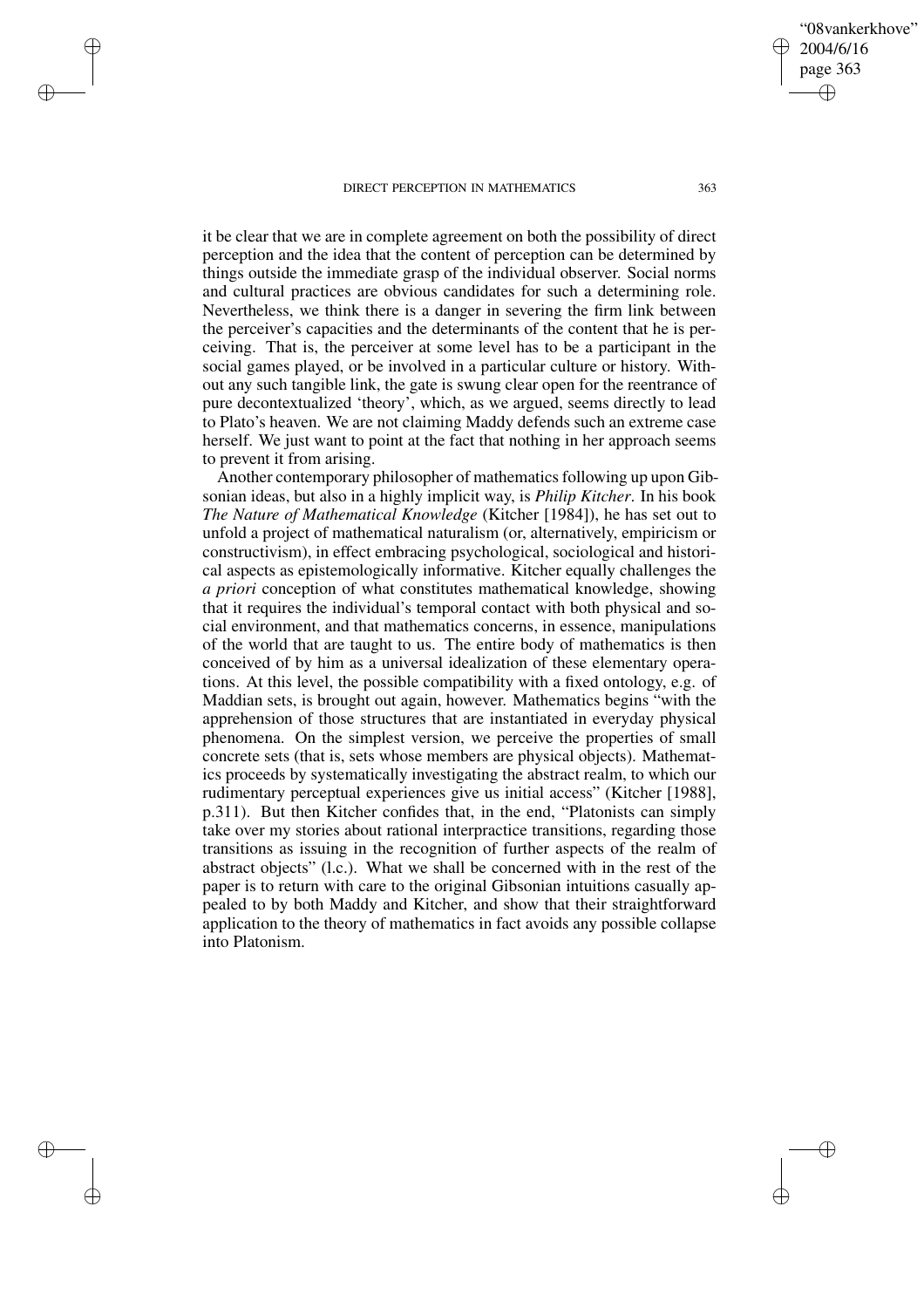it be clear that we are in complete agreement on both the possibility of direct perception and the idea that the content of perception can be determined by things outside the immediate grasp of the individual observer. Social norms and cultural practices are obvious candidates for such a determining role. Nevertheless, we think there is a danger in severing the firm link between the perceiver's capacities and the determinants of the content that he is perceiving. That is, the perceiver at some level has to be a participant in the social games played, or be involved in a particular culture or history. Without any such tangible link, the gate is swung clear open for the reentrance of pure decontextualized 'theory', which, as we argued, seems directly to lead to Plato's heaven. We are not claiming Maddy defends such an extreme case herself. We just want to point at the fact that nothing in her approach seems to prevent it from arising.

Another contemporary philosopher of mathematics following up upon Gibsonian ideas, but also in a highly implicit way, is *Philip Kitcher*. In his book *The Nature of Mathematical Knowledge* (Kitcher [1984]), he has set out to unfold a project of mathematical naturalism (or, alternatively, empiricism or constructivism), in effect embracing psychological, sociological and historical aspects as epistemologically informative. Kitcher equally challenges the *a priori* conception of what constitutes mathematical knowledge, showing that it requires the individual's temporal contact with both physical and social environment, and that mathematics concerns, in essence, manipulations of the world that are taught to us. The entire body of mathematics is then conceived of by him as a universal idealization of these elementary operations. At this level, the possible compatibility with a fixed ontology, e.g. of Maddian sets, is brought out again, however. Mathematics begins "with the apprehension of those structures that are instantiated in everyday physical phenomena. On the simplest version, we perceive the properties of small concrete sets (that is, sets whose members are physical objects). Mathematics proceeds by systematically investigating the abstract realm, to which our rudimentary perceptual experiences give us initial access" (Kitcher [1988], p.311). But then Kitcher confides that, in the end, "Platonists can simply take over my stories about rational interpractice transitions, regarding those transitions as issuing in the recognition of further aspects of the realm of abstract objects" (l.c.). What we shall be concerned with in the rest of the paper is to return with care to the original Gibsonian intuitions casually appealed to by both Maddy and Kitcher, and show that their straightforward application to the theory of mathematics in fact avoids any possible collapse into Platonism.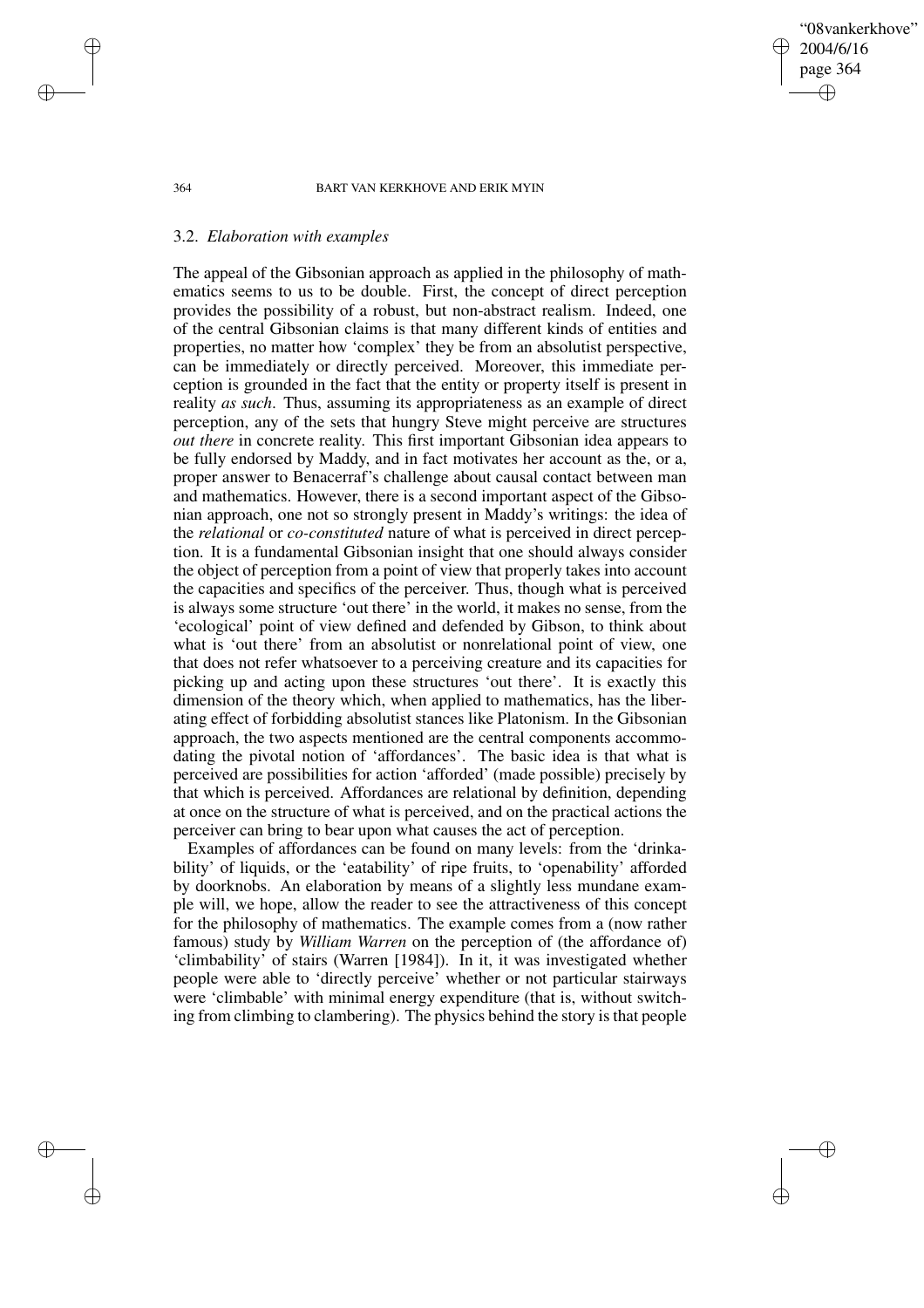### 3.2. *Elaboration with examples*

The appeal of the Gibsonian approach as applied in the philosophy of mathematics seems to us to be double. First, the concept of direct perception provides the possibility of a robust, but non-abstract realism. Indeed, one of the central Gibsonian claims is that many different kinds of entities and properties, no matter how 'complex' they be from an absolutist perspective, can be immediately or directly perceived. Moreover, this immediate perception is grounded in the fact that the entity or property itself is present in reality *as such*. Thus, assuming its appropriateness as an example of direct perception, any of the sets that hungry Steve might perceive are structures *out there* in concrete reality. This first important Gibsonian idea appears to be fully endorsed by Maddy, and in fact motivates her account as the, or a, proper answer to Benacerraf's challenge about causal contact between man and mathematics. However, there is a second important aspect of the Gibsonian approach, one not so strongly present in Maddy's writings: the idea of the *relational* or *co-constituted* nature of what is perceived in direct perception. It is a fundamental Gibsonian insight that one should always consider the object of perception from a point of view that properly takes into account the capacities and specifics of the perceiver. Thus, though what is perceived is always some structure 'out there' in the world, it makes no sense, from the 'ecological' point of view defined and defended by Gibson, to think about what is 'out there' from an absolutist or nonrelational point of view, one that does not refer whatsoever to a perceiving creature and its capacities for picking up and acting upon these structures 'out there'. It is exactly this dimension of the theory which, when applied to mathematics, has the liberating effect of forbidding absolutist stances like Platonism. In the Gibsonian approach, the two aspects mentioned are the central components accommodating the pivotal notion of 'affordances'. The basic idea is that what is perceived are possibilities for action 'afforded' (made possible) precisely by that which is perceived. Affordances are relational by definition, depending at once on the structure of what is perceived, and on the practical actions the perceiver can bring to bear upon what causes the act of perception.

Examples of affordances can be found on many levels: from the 'drinkability' of liquids, or the 'eatability' of ripe fruits, to 'openability' afforded by doorknobs. An elaboration by means of a slightly less mundane example will, we hope, allow the reader to see the attractiveness of this concept for the philosophy of mathematics. The example comes from a (now rather famous) study by *William Warren* on the perception of (the affordance of) 'climbability' of stairs (Warren [1984]). In it, it was investigated whether people were able to 'directly perceive' whether or not particular stairways were 'climbable' with minimal energy expenditure (that is, without switching from climbing to clambering). The physics behind the story is that people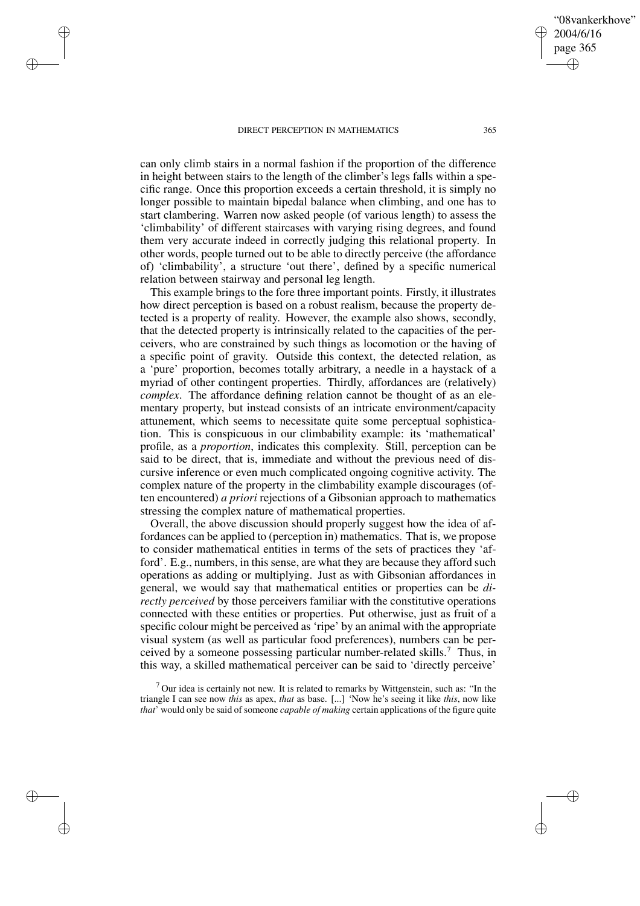can only climb stairs in a normal fashion if the proportion of the difference in height between stairs to the length of the climber's legs falls within a specific range. Once this proportion exceeds a certain threshold, it is simply no longer possible to maintain bipedal balance when climbing, and one has to start clambering. Warren now asked people (of various length) to assess the 'climbability' of different staircases with varying rising degrees, and found them very accurate indeed in correctly judging this relational property. In other words, people turned out to be able to directly perceive (the affordance of) 'climbability', a structure 'out there', defined by a specific numerical relation between stairway and personal leg length.

This example brings to the fore three important points. Firstly, it illustrates how direct perception is based on a robust realism, because the property detected is a property of reality. However, the example also shows, secondly, that the detected property is intrinsically related to the capacities of the perceivers, who are constrained by such things as locomotion or the having of a specific point of gravity. Outside this context, the detected relation, as a 'pure' proportion, becomes totally arbitrary, a needle in a haystack of a myriad of other contingent properties. Thirdly, affordances are (relatively) *complex*. The affordance defining relation cannot be thought of as an elementary property, but instead consists of an intricate environment/capacity attunement, which seems to necessitate quite some perceptual sophistication. This is conspicuous in our climbability example: its 'mathematical' profile, as a *proportion*, indicates this complexity. Still, perception can be said to be direct, that is, immediate and without the previous need of discursive inference or even much complicated ongoing cognitive activity. The complex nature of the property in the climbability example discourages (often encountered) *a priori* rejections of a Gibsonian approach to mathematics stressing the complex nature of mathematical properties.

Overall, the above discussion should properly suggest how the idea of affordances can be applied to (perception in) mathematics. That is, we propose to consider mathematical entities in terms of the sets of practices they 'afford'. E.g., numbers, in this sense, are what they are because they afford such operations as adding or multiplying. Just as with Gibsonian affordances in general, we would say that mathematical entities or properties can be *directly perceived* by those perceivers familiar with the constitutive operations connected with these entities or properties. Put otherwise, just as fruit of a specific colour might be perceived as 'ripe' by an animal with the appropriate visual system (as well as particular food preferences), numbers can be perceived by a someone possessing particular number-related skills.[7] Thus, in this way, a skilled mathematical perceiver can be said to 'directly perceive'

[7] Our idea is certainly not new. It is related to remarks by Wittgenstein, such as: "In the triangle I can see now *this* as apex, *that* as base. [...] 'Now he's seeing it like *this*, now like *that*' would only be said of someone *capable of making* certain applications of the figure quite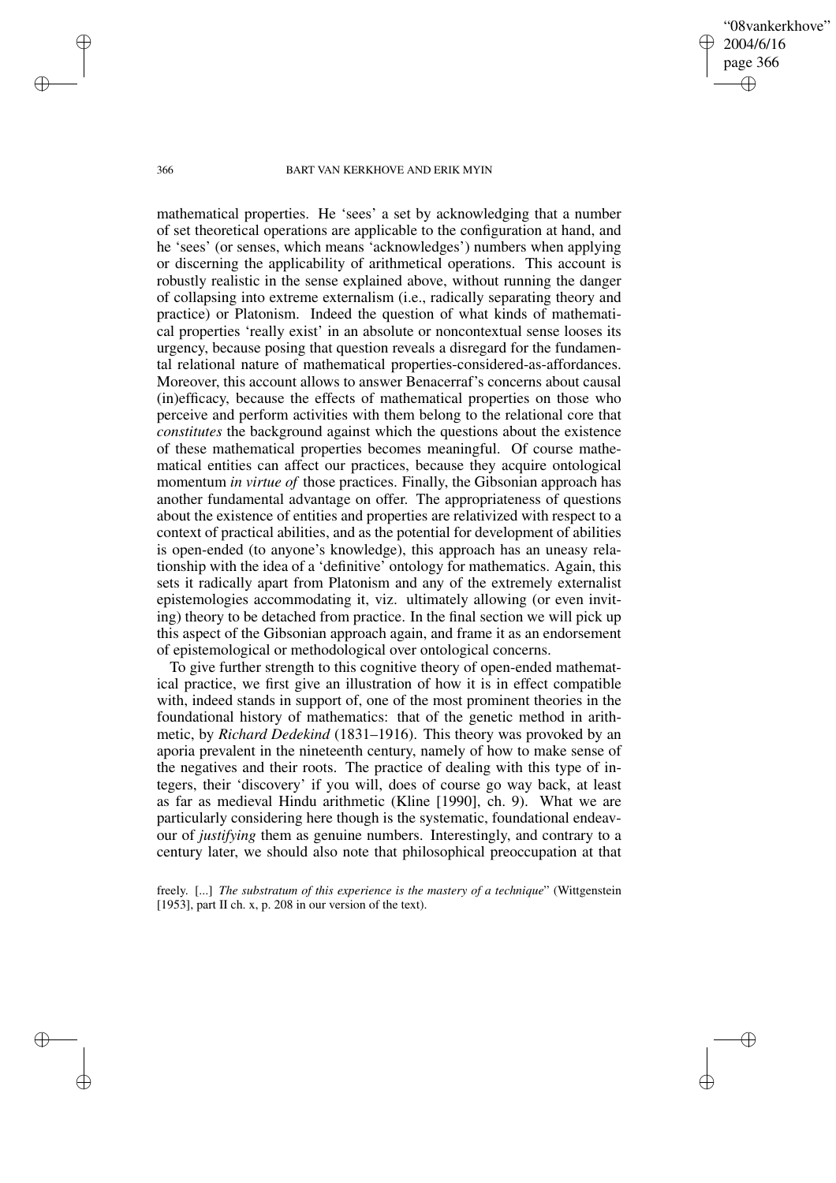mathematical properties. He 'sees' a set by acknowledging that a number of set theoretical operations are applicable to the configuration at hand, and he 'sees' (or senses, which means 'acknowledges') numbers when applying or discerning the applicability of arithmetical operations. This account is robustly realistic in the sense explained above, without running the danger of collapsing into extreme externalism (i.e., radically separating theory and practice) or Platonism. Indeed the question of what kinds of mathematical properties 'really exist' in an absolute or noncontextual sense looses its urgency, because posing that question reveals a disregard for the fundamental relational nature of mathematical properties-considered-as-affordances. Moreover, this account allows to answer Benacerraf's concerns about causal (in)efficacy, because the effects of mathematical properties on those who perceive and perform activities with them belong to the relational core that *constitutes* the background against which the questions about the existence of these mathematical properties becomes meaningful. Of course mathematical entities can affect our practices, because they acquire ontological momentum *in virtue of* those practices. Finally, the Gibsonian approach has another fundamental advantage on offer. The appropriateness of questions about the existence of entities and properties are relativized with respect to a context of practical abilities, and as the potential for development of abilities is open-ended (to anyone's knowledge), this approach has an uneasy relationship with the idea of a 'definitive' ontology for mathematics. Again, this sets it radically apart from Platonism and any of the extremely externalist epistemologies accommodating it, viz. ultimately allowing (or even inviting) theory to be detached from practice. In the final section we will pick up this aspect of the Gibsonian approach again, and frame it as an endorsement of epistemological or methodological over ontological concerns.

To give further strength to this cognitive theory of open-ended mathematical practice, we first give an illustration of how it is in effect compatible with, indeed stands in support of, one of the most prominent theories in the foundational history of mathematics: that of the genetic method in arithmetic, by *Richard Dedekind* (1831–1916). This theory was provoked by an aporia prevalent in the nineteenth century, namely of how to make sense of the negatives and their roots. The practice of dealing with this type of integers, their 'discovery' if you will, does of course go way back, at least as far as medieval Hindu arithmetic (Kline [1990], ch. 9). What we are particularly considering here though is the systematic, foundational endeavour of *justifying* them as genuine numbers. Interestingly, and contrary to a century later, we should also note that philosophical preoccupation at that

freely. [...] *The substratum of this experience is the mastery of a technique*" (Wittgenstein [1953], part II ch. x, p. 208 in our version of the text).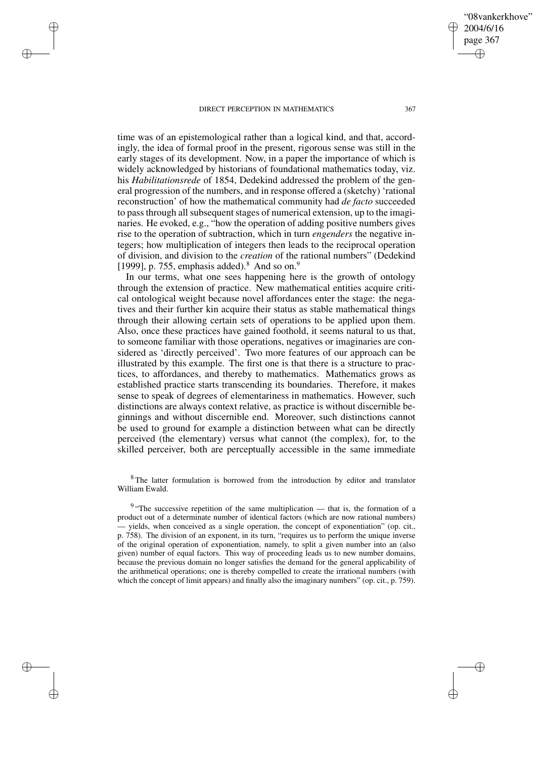time was of an epistemological rather than a logical kind, and that, accordingly, the idea of formal proof in the present, rigorous sense was still in the early stages of its development. Now, in a paper the importance of which is widely acknowledged by historians of foundational mathematics today, viz. his *Habilitationsrede* of 1854, Dedekind addressed the problem of the general progression of the numbers, and in response offered a (sketchy) 'rational reconstruction' of how the mathematical community had *de facto* succeeded to pass through all subsequent stages of numerical extension, up to the imaginaries. He evoked, e.g., "how the operation of adding positive numbers gives rise to the operation of subtraction, which in turn *engenders* the negative integers; how multiplication of integers then leads to the reciprocal operation of division, and division to the *creation* of the rational numbers" (Dedekind [1999], p. 755, emphasis added).[8] And so on.[9]

In our terms, what one sees happening here is the growth of ontology through the extension of practice. New mathematical entities acquire critical ontological weight because novel affordances enter the stage: the negatives and their further kin acquire their status as stable mathematical things through their allowing certain sets of operations to be applied upon them. Also, once these practices have gained foothold, it seems natural to us that, to someone familiar with those operations, negatives or imaginaries are considered as 'directly perceived'. Two more features of our approach can be illustrated by this example. The first one is that there is a structure to practices, to affordances, and thereby to mathematics. Mathematics grows as established practice starts transcending its boundaries. Therefore, it makes sense to speak of degrees of elementariness in mathematics. However, such distinctions are always context relative, as practice is without discernible beginnings and without discernible end. Moreover, such distinctions cannot be used to ground for example a distinction between what can be directly perceived (the elementary) versus what cannot (the complex), for, to the skilled perceiver, both are perceptually accessible in the same immediate

[8] The latter formulation is borrowed from the introduction by editor and translator William Ewald.

[9] "The successive repetition of the same multiplication — that is, the formation of a product out of a determinate number of identical factors (which are now rational numbers) — yields, when conceived as a single operation, the concept of exponentiation" (op. cit., p. 758). The division of an exponent, in its turn, "requires us to perform the unique inverse of the original operation of exponentiation, namely, to split a given number into an (also given) number of equal factors. This way of proceeding leads us to new number domains, because the previous domain no longer satisfies the demand for the general applicability of the arithmetical operations; one is thereby compelled to create the irrational numbers (with which the concept of limit appears) and finally also the imaginary numbers" (op. cit., p. 759).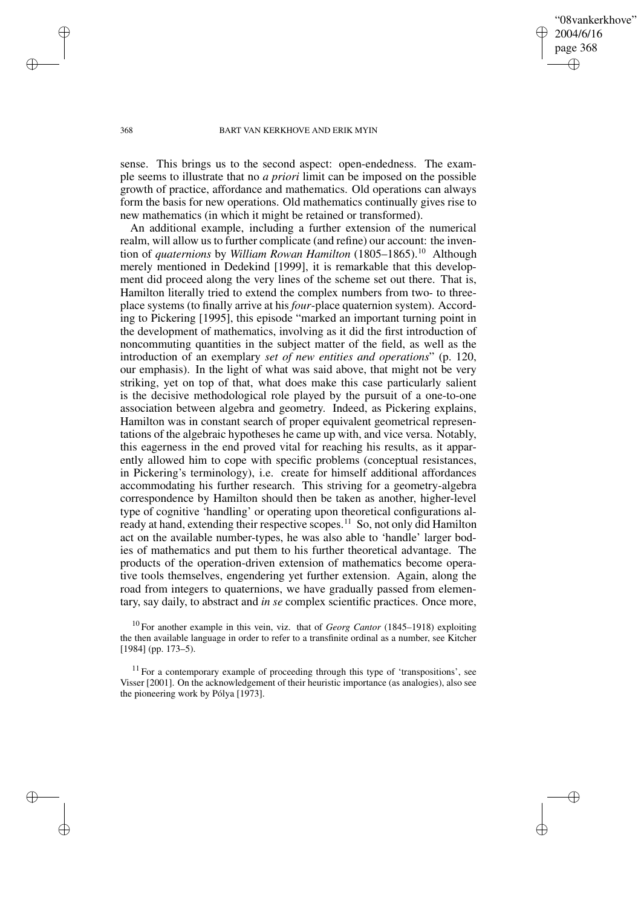sense. This brings us to the second aspect: open-endedness. The example seems to illustrate that no *a priori* limit can be imposed on the possible growth of practice, affordance and mathematics. Old operations can always form the basis for new operations. Old mathematics continually gives rise to new mathematics (in which it might be retained or transformed).

An additional example, including a further extension of the numerical realm, will allow us to further complicate (and refine) our account: the invention of *quaternions* by *William Rowan Hamilton* (1805–1865).[10] Although merely mentioned in Dedekind [1999], it is remarkable that this development did proceed along the very lines of the scheme set out there. That is, Hamilton literally tried to extend the complex numbers from two- to three-place systems (to finally arrive at his *four*-place quaternion system). According to Pickering [1995], this episode "marked an important turning point in the development of mathematics, involving as it did the first introduction of noncommuting quantities in the subject matter of the field, as well as the introduction of an exemplary *set of new entities and operations*" (p. 120, our emphasis). In the light of what was said above, that might not be very striking, yet on top of that, what does make this case particularly salient is the decisive methodological role played by the pursuit of a one-to-one association between algebra and geometry. Indeed, as Pickering explains, Hamilton was in constant search of proper equivalent geometrical representations of the algebraic hypotheses he came up with, and vice versa. Notably, this eagerness in the end proved vital for reaching his results, as it apparently allowed him to cope with specific problems (conceptual resistances, in Pickering's terminology), i.e. create for himself additional affordances accommodating his further research. This striving for a geometry-algebra correspondence by Hamilton should then be taken as another, higher-level type of cognitive 'handling' or operating upon theoretical configurations already at hand, extending their respective scopes.[11] So, not only did Hamilton act on the available number-types, he was also able to 'handle' larger bodies of mathematics and put them to his further theoretical advantage. The products of the operation-driven extension of mathematics become operative tools themselves, engendering yet further extension. Again, along the road from integers to quaternions, we have gradually passed from elementary, say daily, to abstract and *in se* complex scientific practices. Once more,

[10] For another example in this vein, viz. that of *Georg Cantor* (1845–1918) exploiting the then available language in order to refer to a transfinite ordinal as a number, see Kitcher [1984] (pp. 173–5).

[11] For a contemporary example of proceeding through this type of 'transpositions', see Visser [2001]. On the acknowledgement of their heuristic importance (as analogies), also see the pioneering work by Pólya [1973].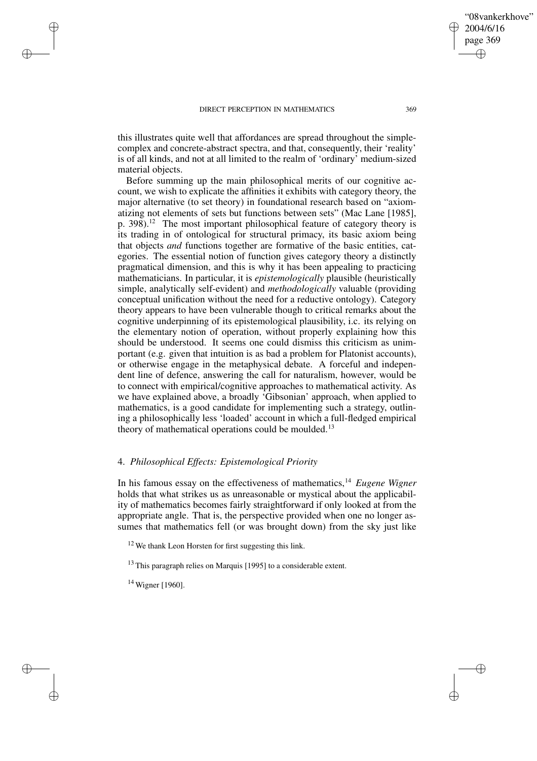this illustrates quite well that affordances are spread throughout the simple-complex and concrete-abstract spectra, and that, consequently, their 'reality' is of all kinds, and not at all limited to the realm of 'ordinary' medium-sized material objects.

Before summing up the main philosophical merits of our cognitive account, we wish to explicate the affinities it exhibits with category theory, the major alternative (to set theory) in foundational research based on "axiomatizing not elements of sets but functions between sets" (Mac Lane [1985], p. 398).[12] The most important philosophical feature of category theory is its trading in of ontological for structural primacy, its basic axiom being that objects *and* functions together are formative of the basic entities, categories. The essential notion of function gives category theory a distinctly pragmatical dimension, and this is why it has been appealing to practicing mathematicians. In particular, it is *epistemologically* plausible (heuristically simple, analytically self-evident) and *methodologically* valuable (providing conceptual unification without the need for a reductive ontology). Category theory appears to have been vulnerable though to critical remarks about the cognitive underpinning of its epistemological plausibility, i.c. its relying on the elementary notion of operation, without properly explaining how this should be understood. It seems one could dismiss this criticism as unimportant (e.g. given that intuition is as bad a problem for Platonist accounts), or otherwise engage in the metaphysical debate. A forceful and independent line of defence, answering the call for naturalism, however, would be to connect with empirical/cognitive approaches to mathematical activity. As we have explained above, a broadly 'Gibsonian' approach, when applied to mathematics, is a good candidate for implementing such a strategy, outlining a philosophically less 'loaded' account in which a full-fledged empirical theory of mathematical operations could be moulded.[13]

## 4. *Philosophical Effects: Epistemological Priority*

In his famous essay on the effectiveness of mathematics,[14] *Eugene Wigner* holds that what strikes us as unreasonable or mystical about the applicability of mathematics becomes fairly straightforward if only looked at from the appropriate angle. That is, the perspective provided when one no longer assumes that mathematics fell (or was brought down) from the sky just like

[12] We thank Leon Horsten for first suggesting this link.

[13] This paragraph relies on Marquis [1995] to a considerable extent.

[14] Wigner [1960].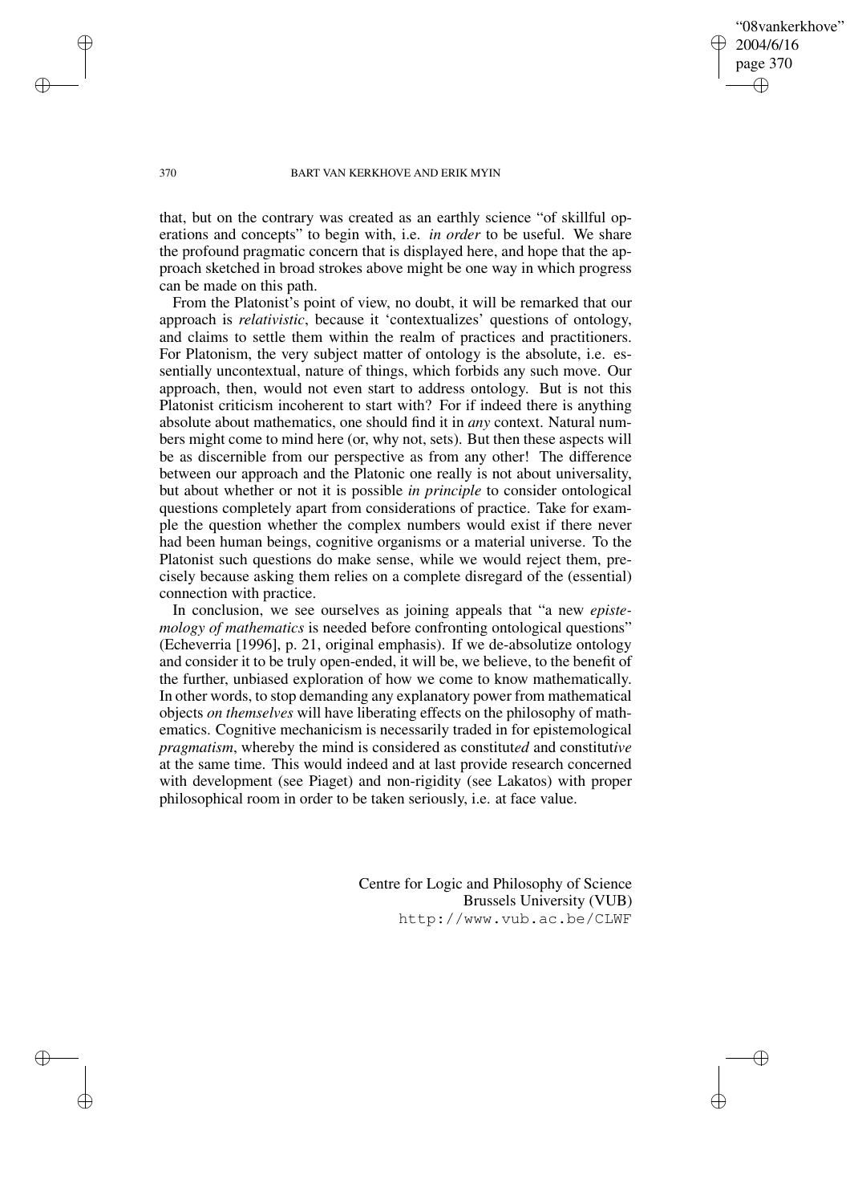that, but on the contrary was created as an earthly science "of skillful operations and concepts" to begin with, i.e. *in order* to be useful. We share the profound pragmatic concern that is displayed here, and hope that the approach sketched in broad strokes above might be one way in which progress can be made on this path.

From the Platonist's point of view, no doubt, it will be remarked that our approach is *relativistic*, because it 'contextualizes' questions of ontology, and claims to settle them within the realm of practices and practitioners. For Platonism, the very subject matter of ontology is the absolute, i.e. essentially uncontextual, nature of things, which forbids any such move. Our approach, then, would not even start to address ontology. But is not this Platonist criticism incoherent to start with? For if indeed there is anything absolute about mathematics, one should find it in *any* context. Natural numbers might come to mind here (or, why not, sets). But then these aspects will be as discernible from our perspective as from any other! The difference between our approach and the Platonic one really is not about universality, but about whether or not it is possible *in principle* to consider ontological questions completely apart from considerations of practice. Take for example the question whether the complex numbers would exist if there never had been human beings, cognitive organisms or a material universe. To the Platonist such questions do make sense, while we would reject them, precisely because asking them relies on a complete disregard of the (essential) connection with practice.

In conclusion, we see ourselves as joining appeals that "a new *epistemology of mathematics* is needed before confronting ontological questions" (Echeverria [1996], p. 21, original emphasis). If we de-absolutize ontology and consider it to be truly open-ended, it will be, we believe, to the benefit of the further, unbiased exploration of how we come to know mathematically. In other words, to stop demanding any explanatory power from mathematical objects *on themselves* will have liberating effects on the philosophy of mathematics. Cognitive mechanicism is necessarily traded in for epistemological *pragmatism*, whereby the mind is considered as constitut*ed* and constitut*ive* at the same time. This would indeed and at last provide research concerned with development (see Piaget) and non-rigidity (see Lakatos) with proper philosophical room in order to be taken seriously, i.e. at face value.

Centre for Logic and Philosophy of Science
Brussels University (VUB)
http://www.vub.ac.be/CLWF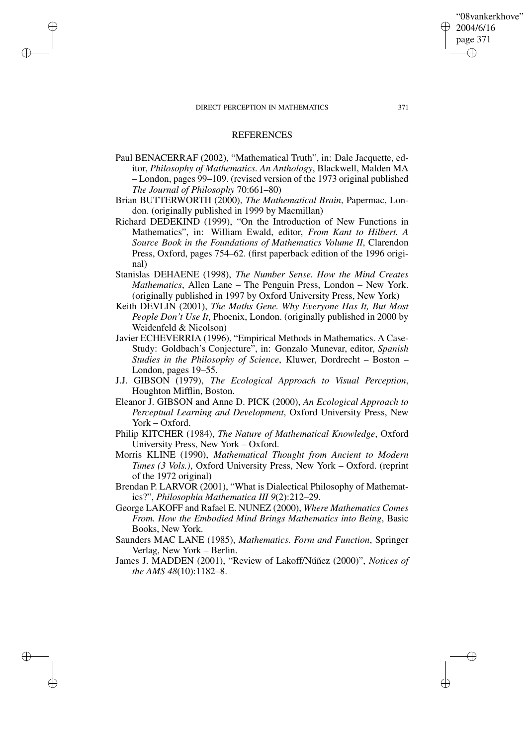## REFERENCES

Paul BENACERRAF (2002), "Mathematical Truth", in: Dale Jacquette, editor, *Philosophy of Mathematics. An Anthology*, Blackwell, Malden MA – London, pages 99–109. (revised version of the 1973 original published *The Journal of Philosophy* 70:661–80)

Brian BUTTERWORTH (2000), *The Mathematical Brain*, Papermac, London. (originally published in 1999 by Macmillan)

Richard DEDEKIND (1999), "On the Introduction of New Functions in Mathematics", in: William Ewald, editor, *From Kant to Hilbert. A Source Book in the Foundations of Mathematics Volume II*, Clarendon Press, Oxford, pages 754–62. (first paperback edition of the 1996 original)

Stanislas DEHAENE (1998), *The Number Sense. How the Mind Creates Mathematics*, Allen Lane – The Penguin Press, London – New York. (originally published in 1997 by Oxford University Press, New York)

Keith DEVLIN (2001), *The Maths Gene. Why Everyone Has It, But Most People Don't Use It*, Phoenix, London. (originally published in 2000 by Weidenfeld & Nicolson)

Javier ECHEVERRIA (1996), "Empirical Methods in Mathematics. A Case-Study: Goldbach's Conjecture", in: Gonzalo Munevar, editor, *Spanish Studies in the Philosophy of Science*, Kluwer, Dordrecht – Boston – London, pages 19–55.

J.J. GIBSON (1979), *The Ecological Approach to Visual Perception*, Houghton Mifflin, Boston.

Eleanor J. GIBSON and Anne D. PICK (2000), *An Ecological Approach to Perceptual Learning and Development*, Oxford University Press, New York – Oxford.

Philip KITCHER (1984), *The Nature of Mathematical Knowledge*, Oxford University Press, New York – Oxford.

Morris KLINE (1990), *Mathematical Thought from Ancient to Modern Times (3 Vols.)*, Oxford University Press, New York – Oxford. (reprint of the 1972 original)

Brendan P. LARVOR (2001), "What is Dialectical Philosophy of Mathematics?", *Philosophia Mathematica III 9*(2):212–29.

George LAKOFF and Rafael E. NUNEZ (2000), *Where Mathematics Comes From. How the Embodied Mind Brings Mathematics into Being*, Basic Books, New York.

Saunders MAC LANE (1985), *Mathematics. Form and Function*, Springer Verlag, New York – Berlin.

James J. MADDEN (2001), "Review of Lakoff/Núñez (2000)", *Notices of the AMS 48*(10):1182–8.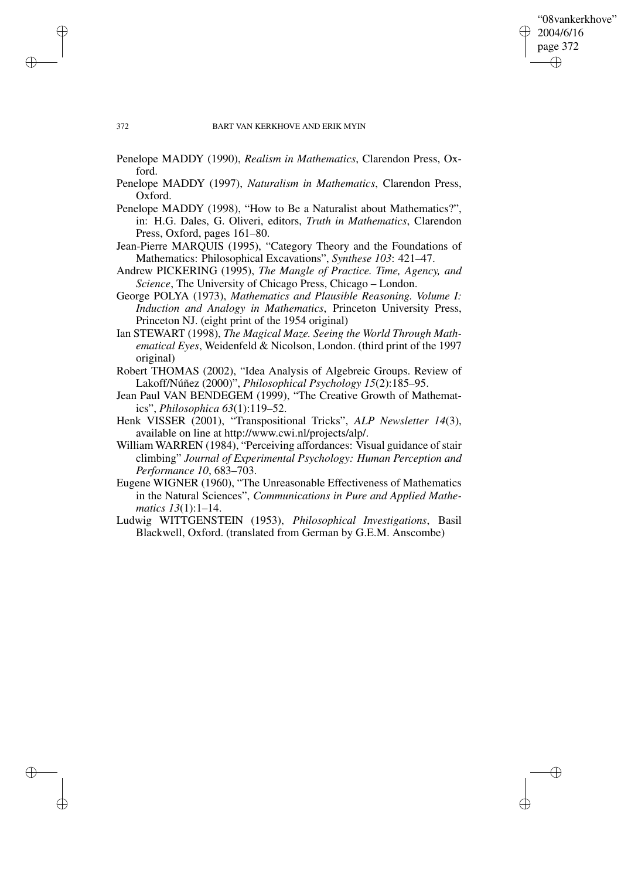Penelope MADDY (1990), *Realism in Mathematics*, Clarendon Press, Oxford.

Penelope MADDY (1997), *Naturalism in Mathematics*, Clarendon Press, Oxford.

Penelope MADDY (1998), "How to Be a Naturalist about Mathematics?", in: H.G. Dales, G. Oliveri, editors, *Truth in Mathematics*, Clarendon Press, Oxford, pages 161–80.

Jean-Pierre MARQUIS (1995), "Category Theory and the Foundations of Mathematics: Philosophical Excavations", *Synthese 103*: 421–47.

Andrew PICKERING (1995), *The Mangle of Practice. Time, Agency, and Science*, The University of Chicago Press, Chicago – London.

George POLYA (1973), *Mathematics and Plausible Reasoning. Volume I: Induction and Analogy in Mathematics*, Princeton University Press, Princeton NJ. (eight print of the 1954 original)

Ian STEWART (1998), *The Magical Maze. Seeing the World Through Mathematical Eyes*, Weidenfeld & Nicolson, London. (third print of the 1997 original)

Robert THOMAS (2002), "Idea Analysis of Algebreic Groups. Review of Lakoff/Núñez (2000)", *Philosophical Psychology 15*(2):185–95.

Jean Paul VAN BENDEGEM (1999), "The Creative Growth of Mathematics", *Philosophica 63*(1):119–52.

Henk VISSER (2001), "Transpositional Tricks", *ALP Newsletter 14*(3), available on line at http://www.cwi.nl/projects/alp/.

William WARREN (1984), "Perceiving affordances: Visual guidance of stair climbing" *Journal of Experimental Psychology: Human Perception and Performance 10*, 683–703.

Eugene WIGNER (1960), "The Unreasonable Effectiveness of Mathematics in the Natural Sciences", *Communications in Pure and Applied Mathematics 13*(1):1–14.

Ludwig WITTGENSTEIN (1953), *Philosophical Investigations*, Basil Blackwell, Oxford. (translated from German by G.E.M. Anscombe)